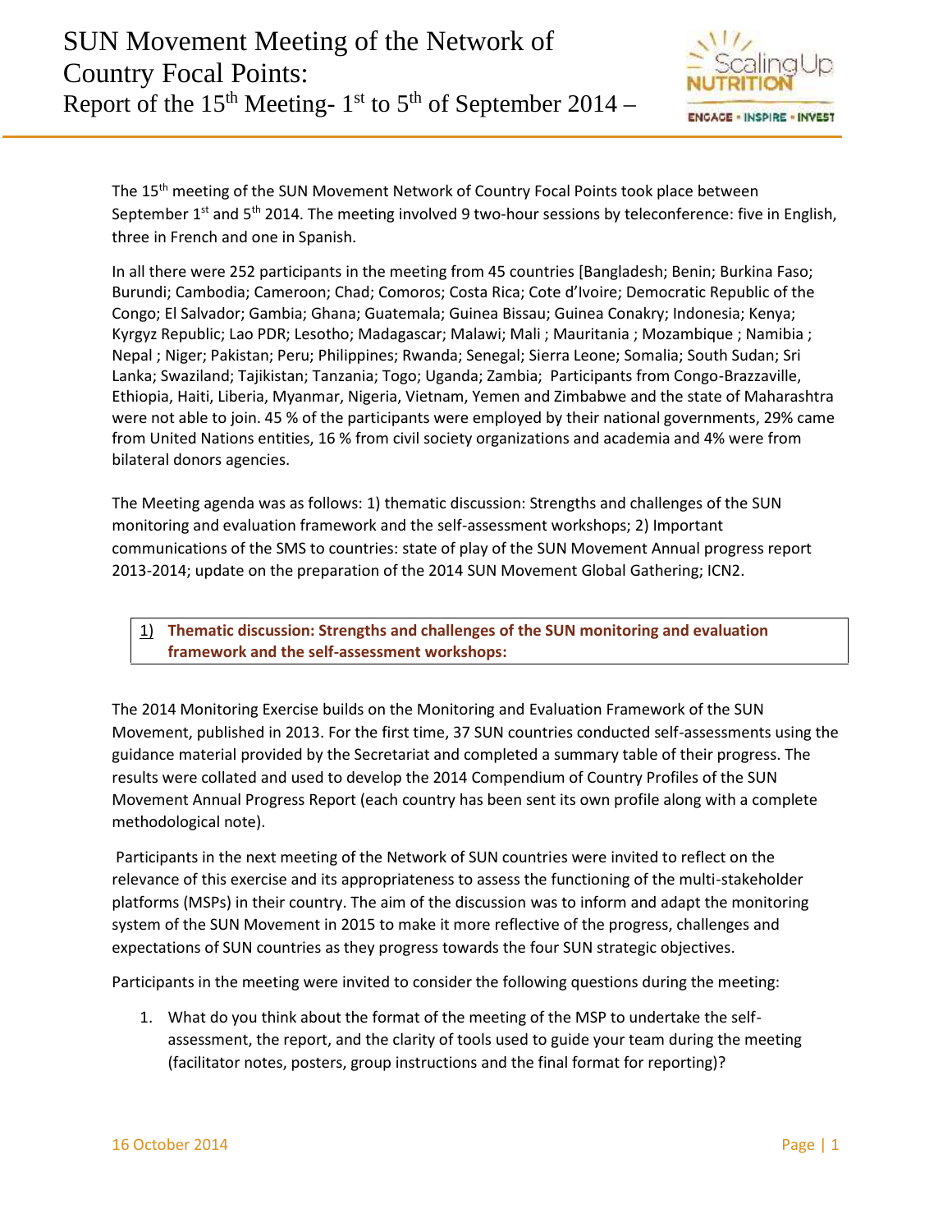# SUN Movement Meeting of the Network of Country Focal Points: Report of the 15th Meeting- 1st to 5th of September 2014 –

The 15th meeting of the SUN Movement Network of Country Focal Points took place between September 1st and 5th 2014. The meeting involved 9 two-hour sessions by teleconference: five in English, three in French and one in Spanish.

In all there were 252 participants in the meeting from 45 countries [Bangladesh; Benin; Burkina Faso; Burundi; Cambodia; Cameroon; Chad; Comoros; Costa Rica; Cote d'Ivoire; Democratic Republic of the Congo; El Salvador; Gambia; Ghana; Guatemala; Guinea Bissau; Guinea Conakry; Indonesia; Kenya; Kyrgyz Republic; Lao PDR; Lesotho; Madagascar; Malawi; Mali ; Mauritania ; Mozambique ; Namibia ; Nepal ; Niger; Pakistan; Peru; Philippines; Rwanda; Senegal; Sierra Leone; Somalia; South Sudan; Sri Lanka; Swaziland; Tajikistan; Tanzania; Togo; Uganda; Zambia; Participants from Congo-Brazzaville, Ethiopia, Haiti, Liberia, Myanmar, Nigeria, Vietnam, Yemen and Zimbabwe and the state of Maharashtra were not able to join. 45 % of the participants were employed by their national governments, 29% came from United Nations entities, 16 % from civil society organizations and academia and 4% were from bilateral donors agencies.

The Meeting agenda was as follows: 1) thematic discussion: Strengths and challenges of the SUN monitoring and evaluation framework and the self-assessment workshops; 2) Important communications of the SMS to countries: state of play of the SUN Movement Annual progress report 2013-2014; update on the preparation of the 2014 SUN Movement Global Gathering; ICN2.

## 1) Thematic discussion: Strengths and challenges of the SUN monitoring and evaluation framework and the self-assessment workshops:

The 2014 Monitoring Exercise builds on the Monitoring and Evaluation Framework of the SUN Movement, published in 2013. For the first time, 37 SUN countries conducted self-assessments using the guidance material provided by the Secretariat and completed a summary table of their progress. The results were collated and used to develop the 2014 Compendium of Country Profiles of the SUN Movement Annual Progress Report (each country has been sent its own profile along with a complete methodological note).

Participants in the next meeting of the Network of SUN countries were invited to reflect on the relevance of this exercise and its appropriateness to assess the functioning of the multi-stakeholder platforms (MSPs) in their country. The aim of the discussion was to inform and adapt the monitoring system of the SUN Movement in 2015 to make it more reflective of the progress, challenges and expectations of SUN countries as they progress towards the four SUN strategic objectives.

Participants in the meeting were invited to consider the following questions during the meeting:

1. What do you think about the format of the meeting of the MSP to undertake the self-assessment, the report, and the clarity of tools used to guide your team during the meeting (facilitator notes, posters, group instructions and the final format for reporting)?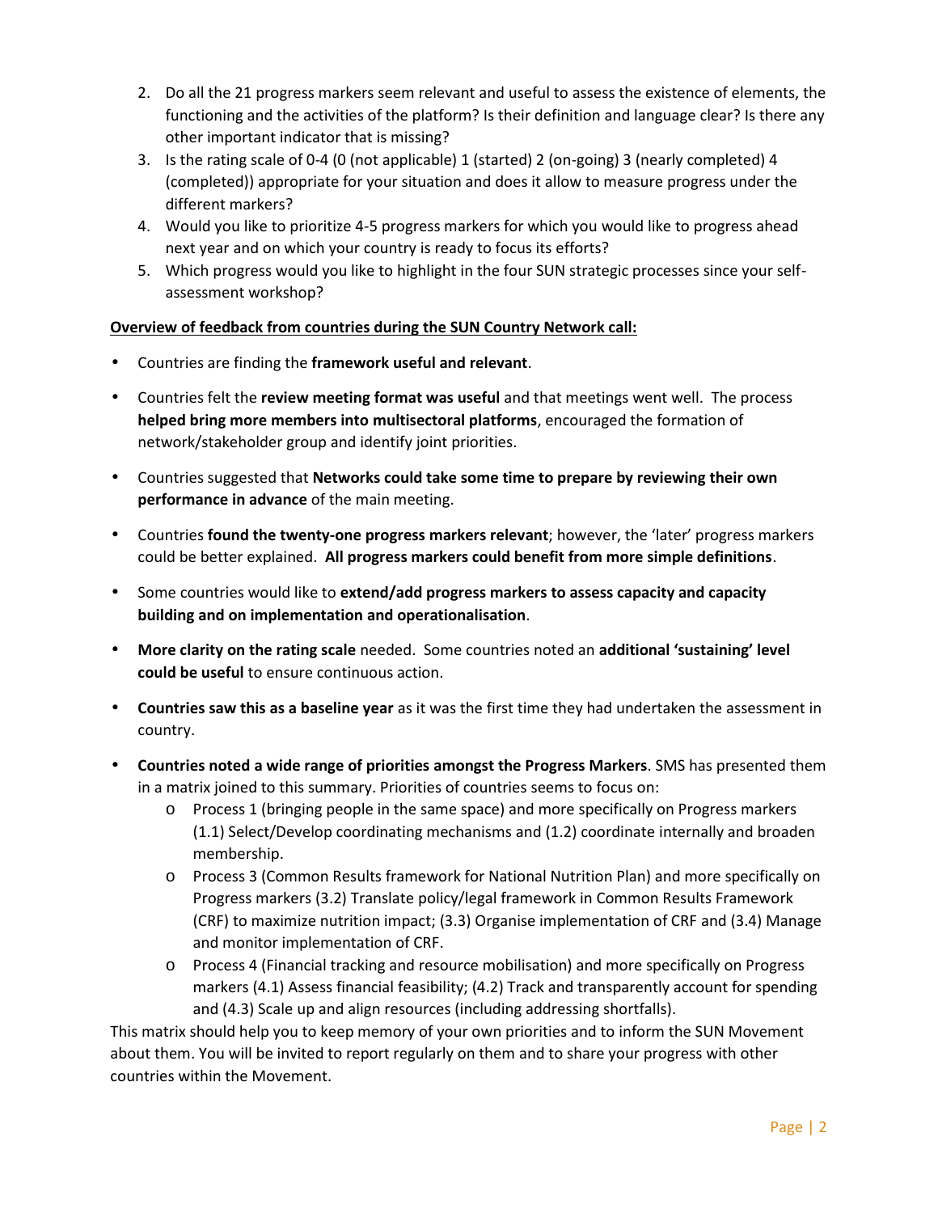2. Do all the 21 progress markers seem relevant and useful to assess the existence of elements, the functioning and the activities of the platform? Is their definition and language clear? Is there any other important indicator that is missing?
3. Is the rating scale of 0-4 (0 (not applicable) 1 (started) 2 (on-going) 3 (nearly completed) 4 (completed)) appropriate for your situation and does it allow to measure progress under the different markers?
4. Would you like to prioritize 4-5 progress markers for which you would like to progress ahead next year and on which your country is ready to focus its efforts?
5. Which progress would you like to highlight in the four SUN strategic processes since your self-assessment workshop?

**Overview of feedback from countries during the SUN Country Network call:**

- Countries are finding the **framework useful and relevant**.
- Countries felt the **review meeting format was useful** and that meetings went well. The process **helped bring more members into multisectoral platforms**, encouraged the formation of network/stakeholder group and identify joint priorities.
- Countries suggested that **Networks could take some time to prepare by reviewing their own performance in advance** of the main meeting.
- Countries **found the twenty-one progress markers relevant**; however, the 'later' progress markers could be better explained. **All progress markers could benefit from more simple definitions**.
- Some countries would like to **extend/add progress markers to assess capacity and capacity building and on implementation and operationalisation**.
- **More clarity on the rating scale** needed. Some countries noted an **additional 'sustaining' level could be useful** to ensure continuous action.
- **Countries saw this as a baseline year** as it was the first time they had undertaken the assessment in country.
- **Countries noted a wide range of priorities amongst the Progress Markers**. SMS has presented them in a matrix joined to this summary. Priorities of countries seems to focus on:
  - Process 1 (bringing people in the same space) and more specifically on Progress markers (1.1) Select/Develop coordinating mechanisms and (1.2) coordinate internally and broaden membership.
  - Process 3 (Common Results framework for National Nutrition Plan) and more specifically on Progress markers (3.2) Translate policy/legal framework in Common Results Framework (CRF) to maximize nutrition impact; (3.3) Organise implementation of CRF and (3.4) Manage and monitor implementation of CRF.
  - Process 4 (Financial tracking and resource mobilisation) and more specifically on Progress markers (4.1) Assess financial feasibility; (4.2) Track and transparently account for spending and (4.3) Scale up and align resources (including addressing shortfalls).

This matrix should help you to keep memory of your own priorities and to inform the SUN Movement about them. You will be invited to report regularly on them and to share your progress with other countries within the Movement.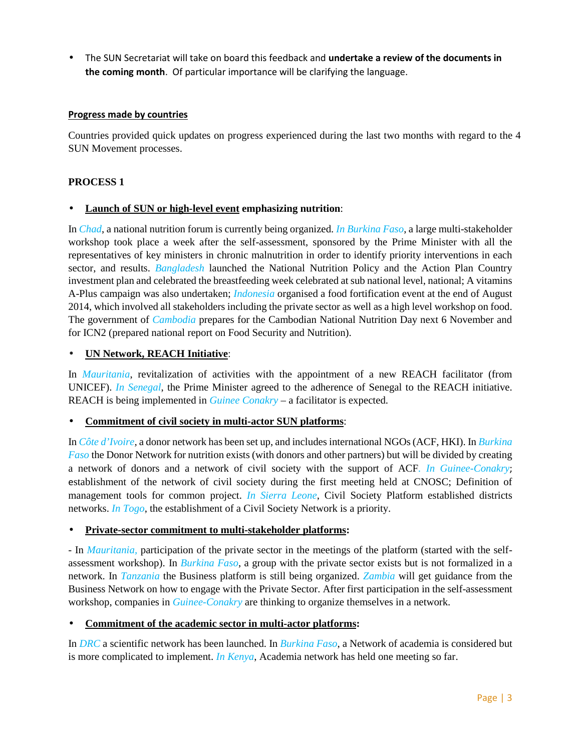- The SUN Secretariat will take on board this feedback and **undertake a review of the documents in the coming month**. Of particular importance will be clarifying the language.

**Progress made by countries**

Countries provided quick updates on progress experienced during the last two months with regard to the 4 SUN Movement processes.

**PROCESS 1**

- **Launch of SUN or high-level event emphasizing nutrition**:

In *Chad*, a national nutrition forum is currently being organized. *In Burkina Faso*, a large multi-stakeholder workshop took place a week after the self-assessment, sponsored by the Prime Minister with all the representatives of key ministers in chronic malnutrition in order to identify priority interventions in each sector, and results. *Bangladesh* launched the National Nutrition Policy and the Action Plan Country investment plan and celebrated the breastfeeding week celebrated at sub national level, national; A vitamins A-Plus campaign was also undertaken; *Indonesia* organised a food fortification event at the end of August 2014, which involved all stakeholders including the private sector as well as a high level workshop on food. The government of *Cambodia* prepares for the Cambodian National Nutrition Day next 6 November and for ICN2 (prepared national report on Food Security and Nutrition).

- **UN Network, REACH Initiative**:

In *Mauritania*, revitalization of activities with the appointment of a new REACH facilitator (from UNICEF). *In Senegal*, the Prime Minister agreed to the adherence of Senegal to the REACH initiative. REACH is being implemented in *Guinee Conakry* – a facilitator is expected.

- **Commitment of civil society in multi-actor SUN platforms**:

In *Côte d'Ivoire*, a donor network has been set up, and includes international NGOs (ACF, HKI). In *Burkina Faso* the Donor Network for nutrition exists (with donors and other partners) but will be divided by creating a network of donors and a network of civil society with the support of ACF. *In Guinee-Conakry*; establishment of the network of civil society during the first meeting held at CNOSC; Definition of management tools for common project. *In Sierra Leone*, Civil Society Platform established districts networks. *In Togo*, the establishment of a Civil Society Network is a priority.

- **Private-sector commitment to multi-stakeholder platforms:**

- In *Mauritania,* participation of the private sector in the meetings of the platform (started with the self-assessment workshop). In *Burkina Faso*, a group with the private sector exists but is not formalized in a network. In *Tanzania* the Business platform is still being organized. *Zambia* will get guidance from the Business Network on how to engage with the Private Sector. After first participation in the self-assessment workshop, companies in *Guinee-Conakry* are thinking to organize themselves in a network.

- **Commitment of the academic sector in multi-actor platforms:**

In *DRC* a scientific network has been launched. In *Burkina Faso*, a Network of academia is considered but is more complicated to implement. *In Kenya*, Academia network has held one meeting so far.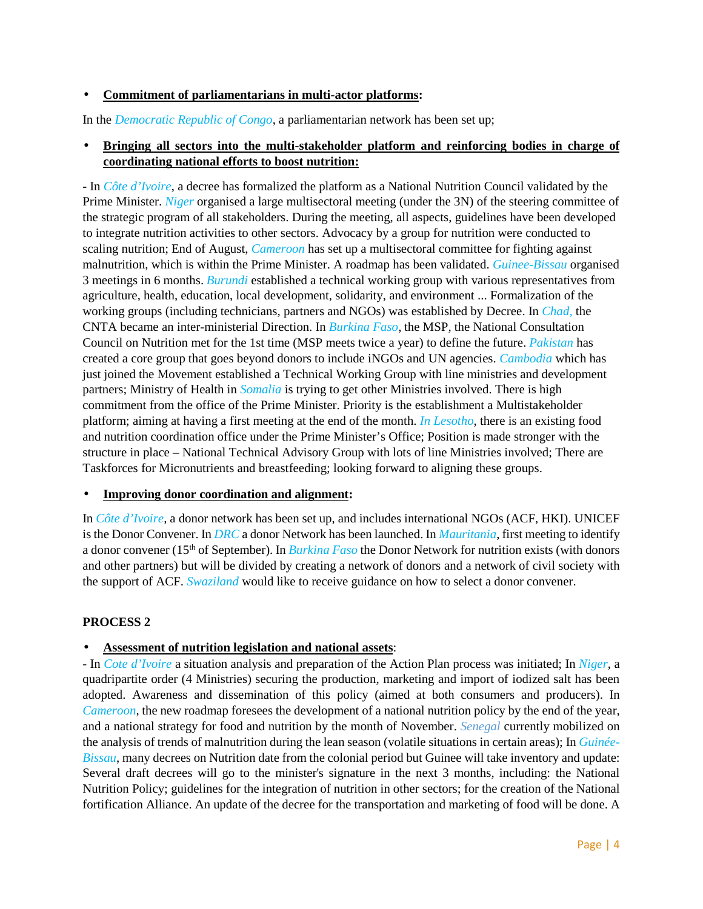- **Commitment of parliamentarians in multi-actor platforms:**

In the *Democratic Republic of Congo*, a parliamentarian network has been set up;

- **Bringing all sectors into the multi-stakeholder platform and reinforcing bodies in charge of coordinating national efforts to boost nutrition:**

- In *Côte d'Ivoire*, a decree has formalized the platform as a National Nutrition Council validated by the Prime Minister. *Niger* organised a large multisectoral meeting (under the 3N) of the steering committee of the strategic program of all stakeholders. During the meeting, all aspects, guidelines have been developed to integrate nutrition activities to other sectors. Advocacy by a group for nutrition were conducted to scaling nutrition; End of August, *Cameroon* has set up a multisectoral committee for fighting against malnutrition, which is within the Prime Minister. A roadmap has been validated. *Guinee-Bissau* organised 3 meetings in 6 months. *Burundi* established a technical working group with various representatives from agriculture, health, education, local development, solidarity, and environment ... Formalization of the working groups (including technicians, partners and NGOs) was established by Decree. In *Chad,* the CNTA became an inter-ministerial Direction. In *Burkina Faso*, the MSP, the National Consultation Council on Nutrition met for the 1st time (MSP meets twice a year) to define the future. *Pakistan* has created a core group that goes beyond donors to include iNGOs and UN agencies. *Cambodia* which has just joined the Movement established a Technical Working Group with line ministries and development partners; Ministry of Health in *Somalia* is trying to get other Ministries involved. There is high commitment from the office of the Prime Minister. Priority is the establishment a Multistakeholder platform; aiming at having a first meeting at the end of the month. *In Lesotho*, there is an existing food and nutrition coordination office under the Prime Minister's Office; Position is made stronger with the structure in place – National Technical Advisory Group with lots of line Ministries involved; There are Taskforces for Micronutrients and breastfeeding; looking forward to aligning these groups.

- **Improving donor coordination and alignment:**

In *Côte d'Ivoire*, a donor network has been set up, and includes international NGOs (ACF, HKI). UNICEF is the Donor Convener. In *DRC* a donor Network has been launched. In *Mauritania*, first meeting to identify a donor convener (15th of September). In *Burkina Faso* the Donor Network for nutrition exists (with donors and other partners) but will be divided by creating a network of donors and a network of civil society with the support of ACF. *Swaziland* would like to receive guidance on how to select a donor convener.

**PROCESS 2**

- **Assessment of nutrition legislation and national assets**:

- In *Cote d'Ivoire* a situation analysis and preparation of the Action Plan process was initiated; In *Niger*, a quadripartite order (4 Ministries) securing the production, marketing and import of iodized salt has been adopted. Awareness and dissemination of this policy (aimed at both consumers and producers). In *Cameroon*, the new roadmap foresees the development of a national nutrition policy by the end of the year, and a national strategy for food and nutrition by the month of November. *Senegal* currently mobilized on the analysis of trends of malnutrition during the lean season (volatile situations in certain areas); In *Guinée-Bissau*, many decrees on Nutrition date from the colonial period but Guinee will take inventory and update: Several draft decrees will go to the minister's signature in the next 3 months, including: the National Nutrition Policy; guidelines for the integration of nutrition in other sectors; for the creation of the National fortification Alliance. An update of the decree for the transportation and marketing of food will be done. A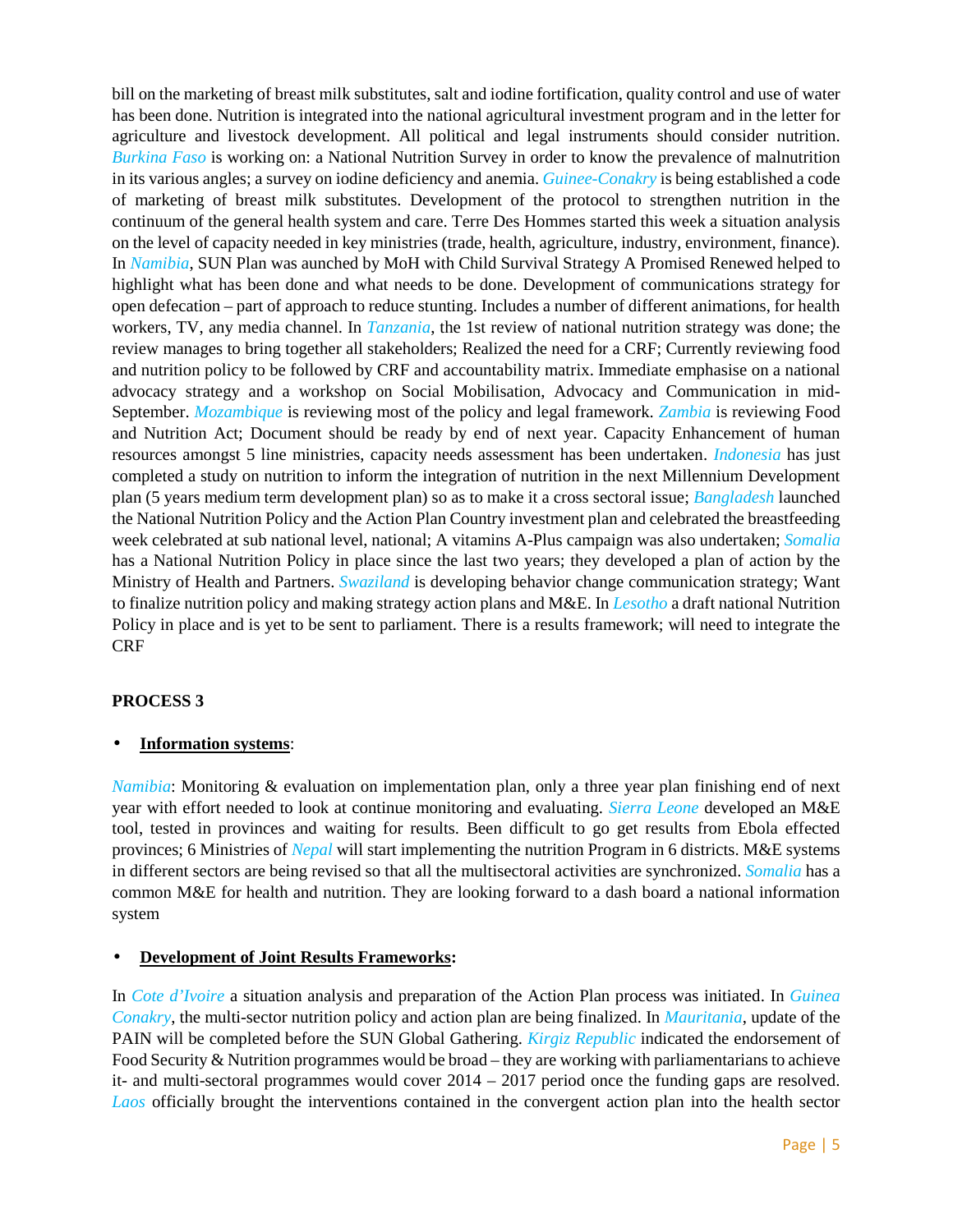bill on the marketing of breast milk substitutes, salt and iodine fortification, quality control and use of water has been done. Nutrition is integrated into the national agricultural investment program and in the letter for agriculture and livestock development. All political and legal instruments should consider nutrition. *Burkina Faso* is working on: a National Nutrition Survey in order to know the prevalence of malnutrition in its various angles; a survey on iodine deficiency and anemia. *Guinee-Conakry* is being established a code of marketing of breast milk substitutes. Development of the protocol to strengthen nutrition in the continuum of the general health system and care. Terre Des Hommes started this week a situation analysis on the level of capacity needed in key ministries (trade, health, agriculture, industry, environment, finance). In *Namibia*, SUN Plan was aunched by MoH with Child Survival Strategy A Promised Renewed helped to highlight what has been done and what needs to be done. Development of communications strategy for open defecation – part of approach to reduce stunting. Includes a number of different animations, for health workers, TV, any media channel. In *Tanzania*, the 1st review of national nutrition strategy was done; the review manages to bring together all stakeholders; Realized the need for a CRF; Currently reviewing food and nutrition policy to be followed by CRF and accountability matrix. Immediate emphasise on a national advocacy strategy and a workshop on Social Mobilisation, Advocacy and Communication in mid-September. *Mozambique* is reviewing most of the policy and legal framework. *Zambia* is reviewing Food and Nutrition Act; Document should be ready by end of next year. Capacity Enhancement of human resources amongst 5 line ministries, capacity needs assessment has been undertaken. *Indonesia* has just completed a study on nutrition to inform the integration of nutrition in the next Millennium Development plan (5 years medium term development plan) so as to make it a cross sectoral issue; *Bangladesh* launched the National Nutrition Policy and the Action Plan Country investment plan and celebrated the breastfeeding week celebrated at sub national level, national; A vitamins A-Plus campaign was also undertaken; *Somalia* has a National Nutrition Policy in place since the last two years; they developed a plan of action by the Ministry of Health and Partners. *Swaziland* is developing behavior change communication strategy; Want to finalize nutrition policy and making strategy action plans and M&E. In *Lesotho* a draft national Nutrition Policy in place and is yet to be sent to parliament. There is a results framework; will need to integrate the CRF

**PROCESS 3**

- **Information systems**:

*Namibia*: Monitoring & evaluation on implementation plan, only a three year plan finishing end of next year with effort needed to look at continue monitoring and evaluating. *Sierra Leone* developed an M&E tool, tested in provinces and waiting for results. Been difficult to go get results from Ebola effected provinces; 6 Ministries of *Nepal* will start implementing the nutrition Program in 6 districts. M&E systems in different sectors are being revised so that all the multisectoral activities are synchronized. *Somalia* has a common M&E for health and nutrition. They are looking forward to a dash board a national information system

- **Development of Joint Results Frameworks:**

In *Cote d'Ivoire* a situation analysis and preparation of the Action Plan process was initiated. In *Guinea Conakry*, the multi-sector nutrition policy and action plan are being finalized. In *Mauritania*, update of the PAIN will be completed before the SUN Global Gathering. *Kirgiz Republic* indicated the endorsement of Food Security & Nutrition programmes would be broad – they are working with parliamentarians to achieve it- and multi-sectoral programmes would cover 2014 – 2017 period once the funding gaps are resolved. *Laos* officially brought the interventions contained in the convergent action plan into the health sector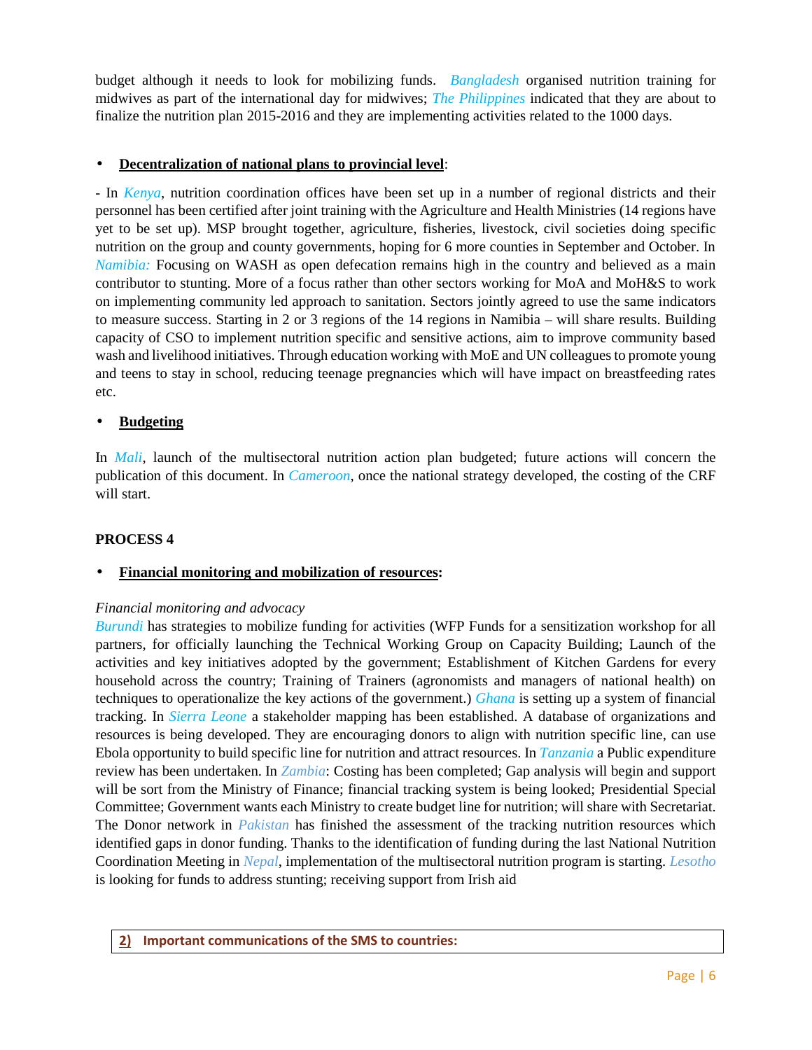budget although it needs to look for mobilizing funds. *Bangladesh* organised nutrition training for midwives as part of the international day for midwives; *The Philippines* indicated that they are about to finalize the nutrition plan 2015-2016 and they are implementing activities related to the 1000 days.

- **Decentralization of national plans to provincial level**:

- In *Kenya*, nutrition coordination offices have been set up in a number of regional districts and their personnel has been certified after joint training with the Agriculture and Health Ministries (14 regions have yet to be set up). MSP brought together, agriculture, fisheries, livestock, civil societies doing specific nutrition on the group and county governments, hoping for 6 more counties in September and October. In *Namibia:* Focusing on WASH as open defecation remains high in the country and believed as a main contributor to stunting. More of a focus rather than other sectors working for MoA and MoH&S to work on implementing community led approach to sanitation. Sectors jointly agreed to use the same indicators to measure success. Starting in 2 or 3 regions of the 14 regions in Namibia – will share results. Building capacity of CSO to implement nutrition specific and sensitive actions, aim to improve community based wash and livelihood initiatives. Through education working with MoE and UN colleagues to promote young and teens to stay in school, reducing teenage pregnancies which will have impact on breastfeeding rates etc.

- **Budgeting**

In *Mali*, launch of the multisectoral nutrition action plan budgeted; future actions will concern the publication of this document. In *Cameroon*, once the national strategy developed, the costing of the CRF will start.

**PROCESS 4**

- **Financial monitoring and mobilization of resources:**

*Financial monitoring and advocacy*

*Burundi* has strategies to mobilize funding for activities (WFP Funds for a sensitization workshop for all partners, for officially launching the Technical Working Group on Capacity Building; Launch of the activities and key initiatives adopted by the government; Establishment of Kitchen Gardens for every household across the country; Training of Trainers (agronomists and managers of national health) on techniques to operationalize the key actions of the government.) *Ghana* is setting up a system of financial tracking. In *Sierra Leone* a stakeholder mapping has been established. A database of organizations and resources is being developed. They are encouraging donors to align with nutrition specific line, can use Ebola opportunity to build specific line for nutrition and attract resources. In *Tanzania* a Public expenditure review has been undertaken. In *Zambia*: Costing has been completed; Gap analysis will begin and support will be sort from the Ministry of Finance; financial tracking system is being looked; Presidential Special Committee; Government wants each Ministry to create budget line for nutrition; will share with Secretariat. The Donor network in *Pakistan* has finished the assessment of the tracking nutrition resources which identified gaps in donor funding. Thanks to the identification of funding during the last National Nutrition Coordination Meeting in *Nepal*, implementation of the multisectoral nutrition program is starting. *Lesotho* is looking for funds to address stunting; receiving support from Irish aid

**2) Important communications of the SMS to countries:**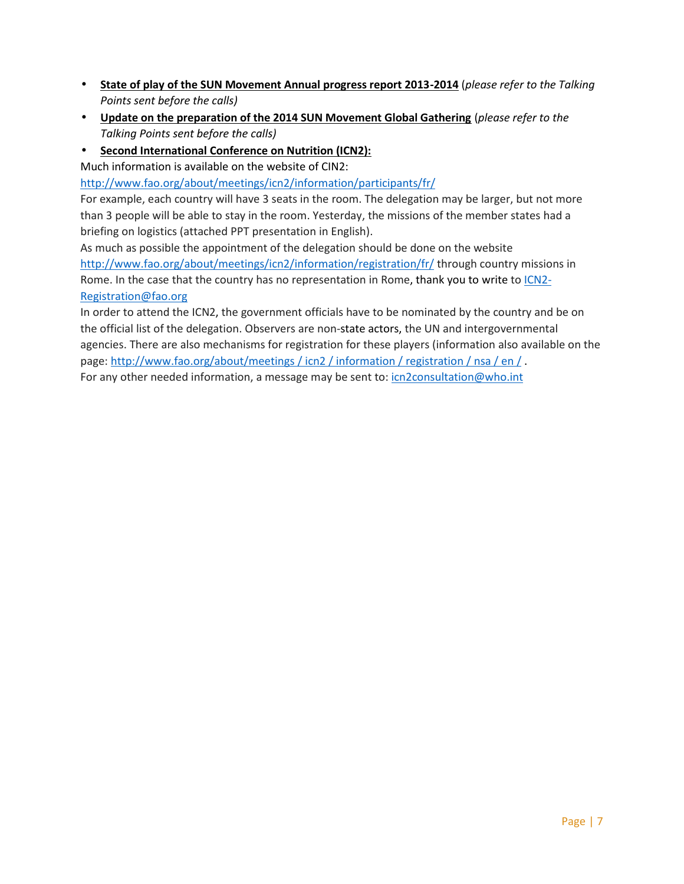- **State of play of the SUN Movement Annual progress report 2013-2014** (*please refer to the Talking Points sent before the calls)*
- **Update on the preparation of the 2014 SUN Movement Global Gathering** (*please refer to the Talking Points sent before the calls)*
- **Second International Conference on Nutrition (ICN2):**

Much information is available on the website of CIN2: http://www.fao.org/about/meetings/icn2/information/participants/fr/

For example, each country will have 3 seats in the room. The delegation may be larger, but not more than 3 people will be able to stay in the room. Yesterday, the missions of the member states had a briefing on logistics (attached PPT presentation in English).

As much as possible the appointment of the delegation should be done on the website http://www.fao.org/about/meetings/icn2/information/registration/fr/ through country missions in Rome. In the case that the country has no representation in Rome, thank you to write to ICN2-Registration@fao.org

In order to attend the ICN2, the government officials have to be nominated by the country and be on the official list of the delegation. Observers are non-state actors, the UN and intergovernmental agencies. There are also mechanisms for registration for these players (information also available on the page: http://www.fao.org/about/meetings / icn2 / information / registration / nsa / en / .

For any other needed information, a message may be sent to: icn2consultation@who.int